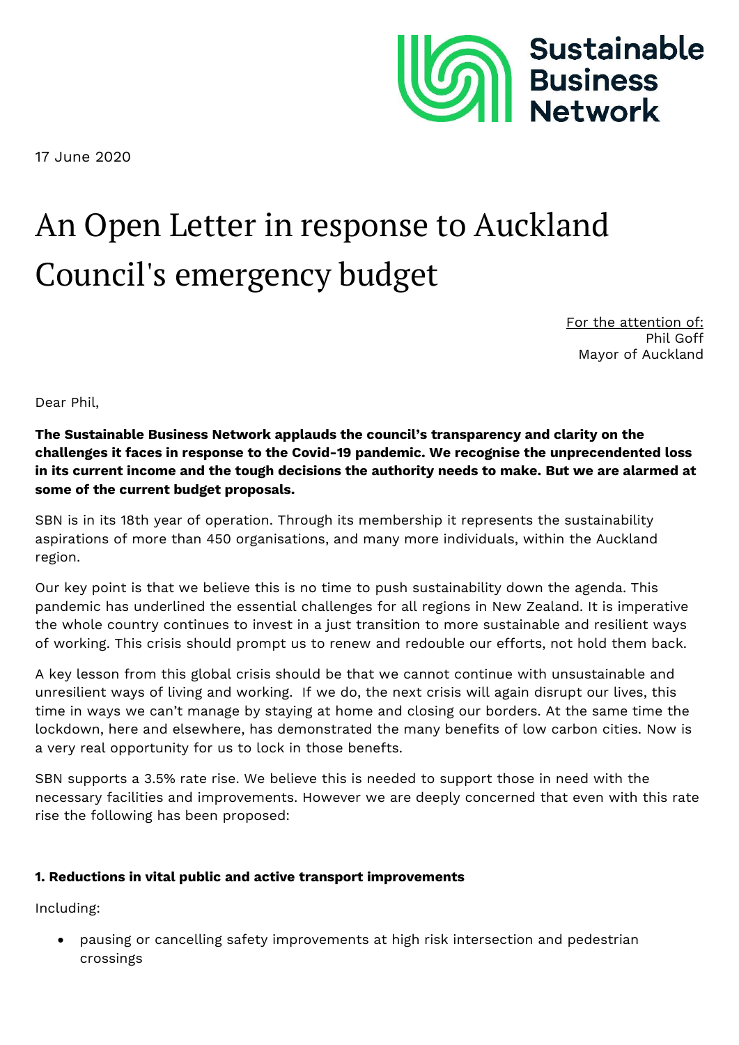Sustainable Business Network

17 June 2020

# An Open Letter in response to Auckland Council's emergency budget

For the attention of:
Phil Goff
Mayor of Auckland

Dear Phil,

**The Sustainable Business Network applauds the council's transparency and clarity on the challenges it faces in response to the Covid-19 pandemic. We recognise the unprecendented loss in its current income and the tough decisions the authority needs to make. But we are alarmed at some of the current budget proposals.**

SBN is in its 18th year of operation. Through its membership it represents the sustainability aspirations of more than 450 organisations, and many more individuals, within the Auckland region.

Our key point is that we believe this is no time to push sustainability down the agenda. This pandemic has underlined the essential challenges for all regions in New Zealand. It is imperative the whole country continues to invest in a just transition to more sustainable and resilient ways of working. This crisis should prompt us to renew and redouble our efforts, not hold them back.

A key lesson from this global crisis should be that we cannot continue with unsustainable and unresilient ways of living and working. If we do, the next crisis will again disrupt our lives, this time in ways we can't manage by staying at home and closing our borders. At the same time the lockdown, here and elsewhere, has demonstrated the many benefits of low carbon cities. Now is a very real opportunity for us to lock in those benefts.

SBN supports a 3.5% rate rise. We believe this is needed to support those in need with the necessary facilities and improvements. However we are deeply concerned that even with this rate rise the following has been proposed:

**1. Reductions in vital public and active transport improvements**

Including:

- pausing or cancelling safety improvements at high risk intersection and pedestrian crossings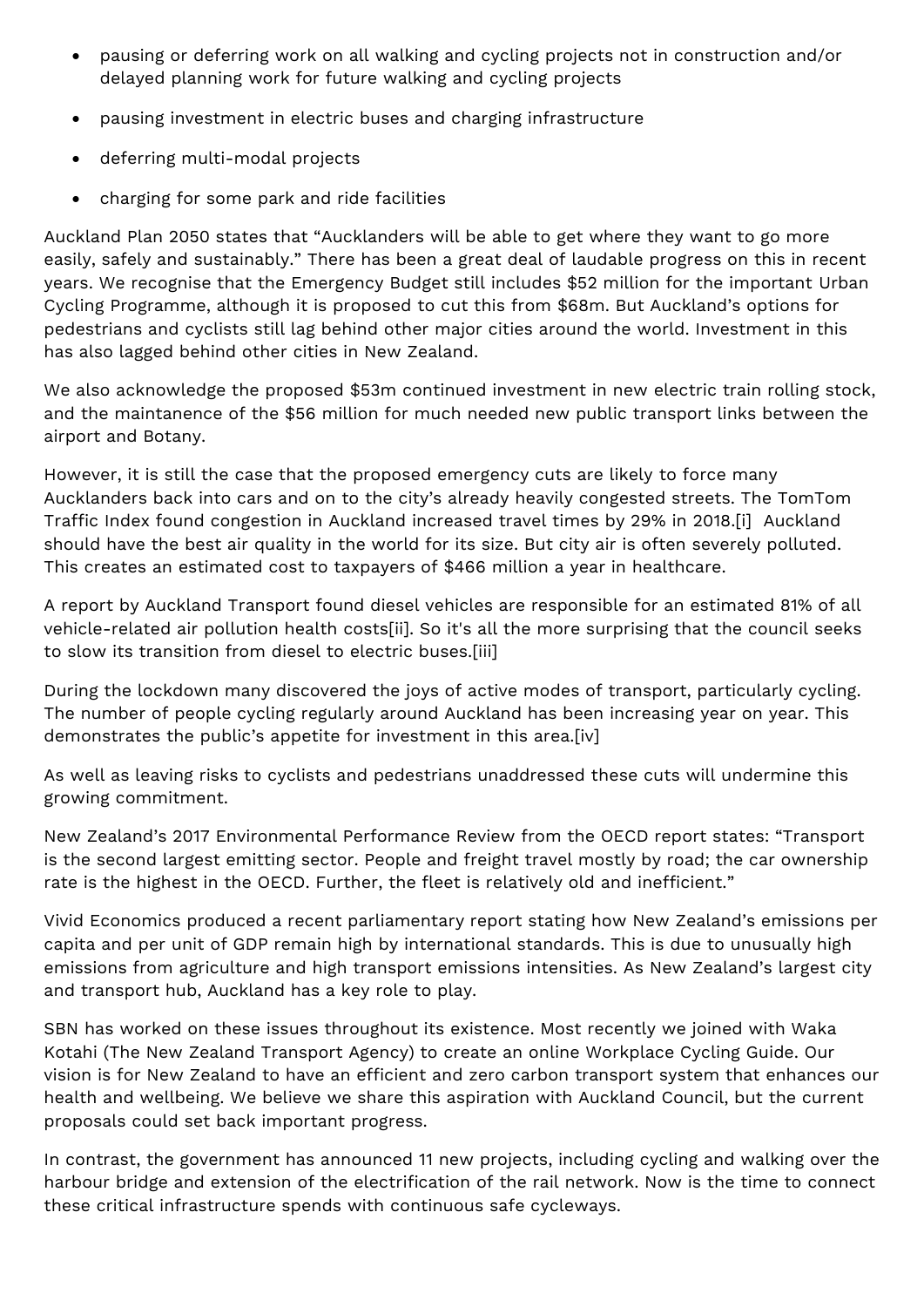- pausing or deferring work on all walking and cycling projects not in construction and/or delayed planning work for future walking and cycling projects
- pausing investment in electric buses and charging infrastructure
- deferring multi-modal projects
- charging for some park and ride facilities

Auckland Plan 2050 states that "Aucklanders will be able to get where they want to go more easily, safely and sustainably." There has been a great deal of laudable progress on this in recent years. We recognise that the Emergency Budget still includes $52 million for the important Urban Cycling Programme, although it is proposed to cut this from $68m. But Auckland's options for pedestrians and cyclists still lag behind other major cities around the world. Investment in this has also lagged behind other cities in New Zealand.

We also acknowledge the proposed $53m continued investment in new electric train rolling stock, and the maintanence of the $56 million for much needed new public transport links between the airport and Botany.

However, it is still the case that the proposed emergency cuts are likely to force many Aucklanders back into cars and on to the city's already heavily congested streets. The TomTom Traffic Index found congestion in Auckland increased travel times by 29% in 2018.[i] Auckland should have the best air quality in the world for its size. But city air is often severely polluted. This creates an estimated cost to taxpayers of $466 million a year in healthcare.

A report by Auckland Transport found diesel vehicles are responsible for an estimated 81% of all vehicle-related air pollution health costs[ii]. So it's all the more surprising that the council seeks to slow its transition from diesel to electric buses.[iii]

During the lockdown many discovered the joys of active modes of transport, particularly cycling. The number of people cycling regularly around Auckland has been increasing year on year. This demonstrates the public's appetite for investment in this area.[iv]

As well as leaving risks to cyclists and pedestrians unaddressed these cuts will undermine this growing commitment.

New Zealand's 2017 Environmental Performance Review from the OECD report states: "Transport is the second largest emitting sector. People and freight travel mostly by road; the car ownership rate is the highest in the OECD. Further, the fleet is relatively old and inefficient."

Vivid Economics produced a recent parliamentary report stating how New Zealand's emissions per capita and per unit of GDP remain high by international standards. This is due to unusually high emissions from agriculture and high transport emissions intensities. As New Zealand's largest city and transport hub, Auckland has a key role to play.

SBN has worked on these issues throughout its existence. Most recently we joined with Waka Kotahi (The New Zealand Transport Agency) to create an online Workplace Cycling Guide. Our vision is for New Zealand to have an efficient and zero carbon transport system that enhances our health and wellbeing. We believe we share this aspiration with Auckland Council, but the current proposals could set back important progress.

In contrast, the government has announced 11 new projects, including cycling and walking over the harbour bridge and extension of the electrification of the rail network. Now is the time to connect these critical infrastructure spends with continuous safe cycleways.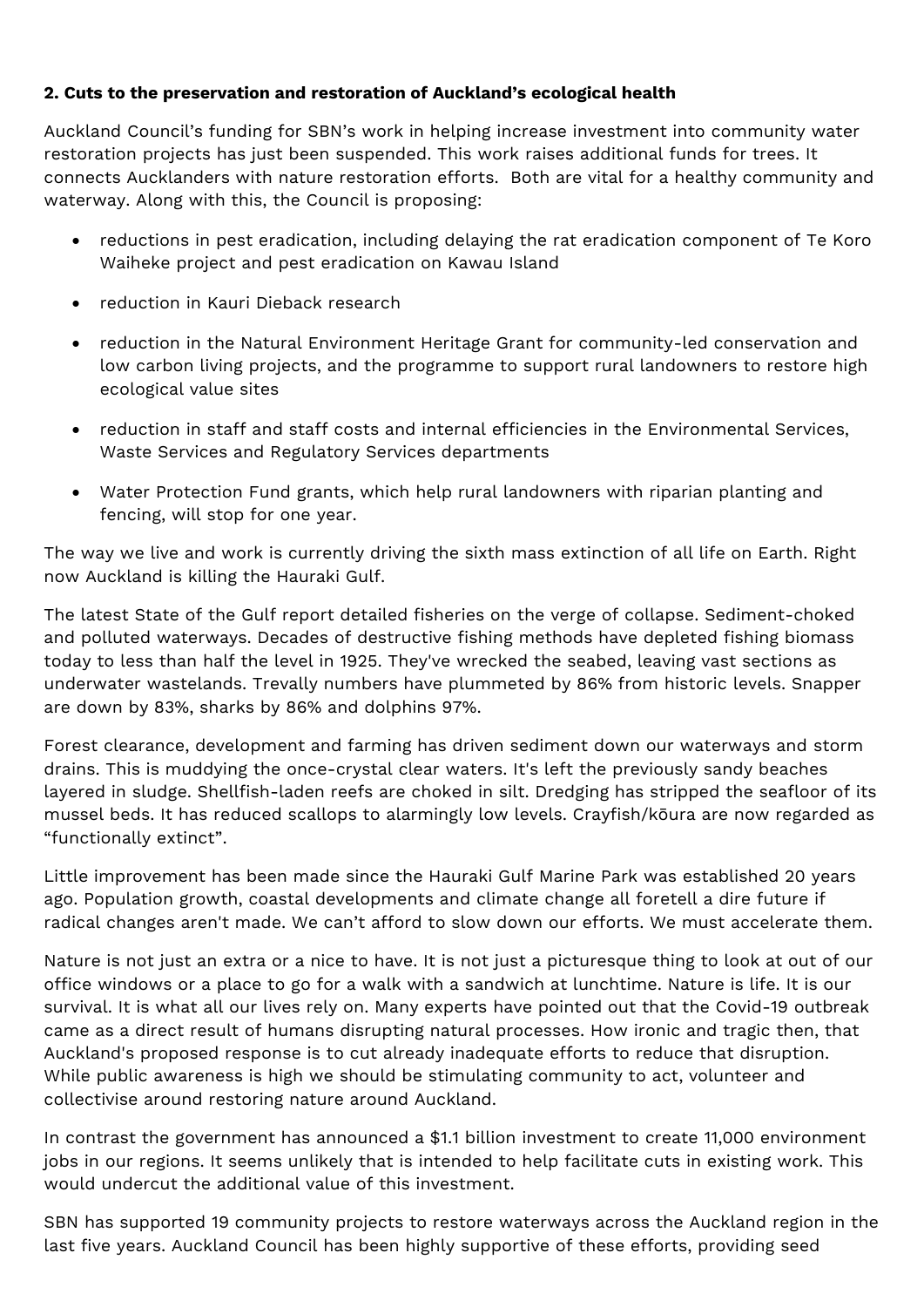**2. Cuts to the preservation and restoration of Auckland's ecological health**

Auckland Council's funding for SBN's work in helping increase investment into community water restoration projects has just been suspended. This work raises additional funds for trees. It connects Aucklanders with nature restoration efforts. Both are vital for a healthy community and waterway. Along with this, the Council is proposing:

- reductions in pest eradication, including delaying the rat eradication component of Te Koro Waiheke project and pest eradication on Kawau Island
- reduction in Kauri Dieback research
- reduction in the Natural Environment Heritage Grant for community-led conservation and low carbon living projects, and the programme to support rural landowners to restore high ecological value sites
- reduction in staff and staff costs and internal efficiencies in the Environmental Services, Waste Services and Regulatory Services departments
- Water Protection Fund grants, which help rural landowners with riparian planting and fencing, will stop for one year.

The way we live and work is currently driving the sixth mass extinction of all life on Earth. Right now Auckland is killing the Hauraki Gulf.

The latest State of the Gulf report detailed fisheries on the verge of collapse. Sediment-choked and polluted waterways. Decades of destructive fishing methods have depleted fishing biomass today to less than half the level in 1925. They've wrecked the seabed, leaving vast sections as underwater wastelands. Trevally numbers have plummeted by 86% from historic levels. Snapper are down by 83%, sharks by 86% and dolphins 97%.

Forest clearance, development and farming has driven sediment down our waterways and storm drains. This is muddying the once-crystal clear waters. It's left the previously sandy beaches layered in sludge. Shellfish-laden reefs are choked in silt. Dredging has stripped the seafloor of its mussel beds. It has reduced scallops to alarmingly low levels. Crayfish/kōura are now regarded as "functionally extinct".

Little improvement has been made since the Hauraki Gulf Marine Park was established 20 years ago. Population growth, coastal developments and climate change all foretell a dire future if radical changes aren't made. We can't afford to slow down our efforts. We must accelerate them.

Nature is not just an extra or a nice to have. It is not just a picturesque thing to look at out of our office windows or a place to go for a walk with a sandwich at lunchtime. Nature is life. It is our survival. It is what all our lives rely on. Many experts have pointed out that the Covid-19 outbreak came as a direct result of humans disrupting natural processes. How ironic and tragic then, that Auckland's proposed response is to cut already inadequate efforts to reduce that disruption. While public awareness is high we should be stimulating community to act, volunteer and collectivise around restoring nature around Auckland.

In contrast the government has announced a $1.1 billion investment to create 11,000 environment jobs in our regions. It seems unlikely that is intended to help facilitate cuts in existing work. This would undercut the additional value of this investment.

SBN has supported 19 community projects to restore waterways across the Auckland region in the last five years. Auckland Council has been highly supportive of these efforts, providing seed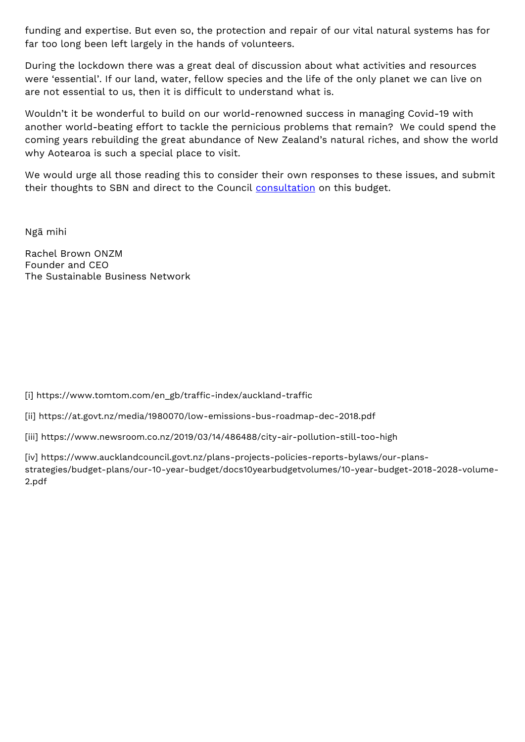funding and expertise. But even so, the protection and repair of our vital natural systems has for far too long been left largely in the hands of volunteers.

During the lockdown there was a great deal of discussion about what activities and resources were 'essential'. If our land, water, fellow species and the life of the only planet we can live on are not essential to us, then it is difficult to understand what is.

Wouldn't it be wonderful to build on our world-renowned success in managing Covid-19 with another world-beating effort to tackle the pernicious problems that remain? We could spend the coming years rebuilding the great abundance of New Zealand's natural riches, and show the world why Aotearoa is such a special place to visit.

We would urge all those reading this to consider their own responses to these issues, and submit their thoughts to SBN and direct to the Council consultation on this budget.

Ngā mihi

Rachel Brown ONZM
Founder and CEO
The Sustainable Business Network

[i] https://www.tomtom.com/en_gb/traffic-index/auckland-traffic

[ii] https://at.govt.nz/media/1980070/low-emissions-bus-roadmap-dec-2018.pdf

[iii] https://www.newsroom.co.nz/2019/03/14/486488/city-air-pollution-still-too-high

[iv] https://www.aucklandcouncil.govt.nz/plans-projects-policies-reports-bylaws/our-plans-strategies/budget-plans/our-10-year-budget/docs10yearbudgetvolumes/10-year-budget-2018-2028-volume-2.pdf